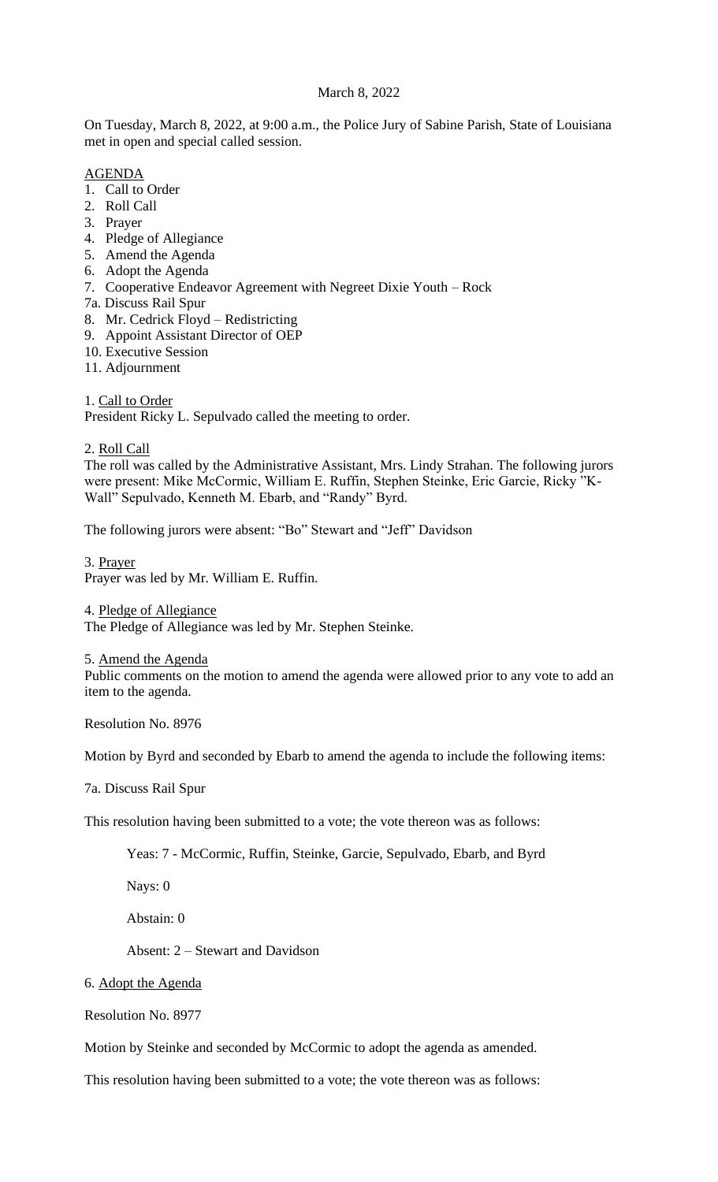March 8, 2022

On Tuesday, March 8, 2022, at 9:00 a.m., the Police Jury of Sabine Parish, State of Louisiana met in open and special called session.

AGENDA

1. Call to Order
2. Roll Call
3. Prayer
4. Pledge of Allegiance
5. Amend the Agenda
6. Adopt the Agenda
7. Cooperative Endeavor Agreement with Negreet Dixie Youth – Rock

7a. Discuss Rail Spur

8. Mr. Cedrick Floyd – Redistricting
9. Appoint Assistant Director of OEP
10. Executive Session
11. Adjournment

1. Call to Order

President Ricky L. Sepulvado called the meeting to order.

2. Roll Call

The roll was called by the Administrative Assistant, Mrs. Lindy Strahan. The following jurors were present: Mike McCormic, William E. Ruffin, Stephen Steinke, Eric Garcie, Ricky "K-Wall" Sepulvado, Kenneth M. Ebarb, and "Randy" Byrd.

The following jurors were absent: "Bo" Stewart and "Jeff" Davidson

3. Prayer

Prayer was led by Mr. William E. Ruffin.

4. Pledge of Allegiance

The Pledge of Allegiance was led by Mr. Stephen Steinke.

5. Amend the Agenda

Public comments on the motion to amend the agenda were allowed prior to any vote to add an item to the agenda.

Resolution No. 8976

Motion by Byrd and seconded by Ebarb to amend the agenda to include the following items:

7a. Discuss Rail Spur

This resolution having been submitted to a vote; the vote thereon was as follows:

Yeas: 7 - McCormic, Ruffin, Steinke, Garcie, Sepulvado, Ebarb, and Byrd

Nays: 0

Abstain: 0

Absent: 2 – Stewart and Davidson

6. Adopt the Agenda

Resolution No. 8977

Motion by Steinke and seconded by McCormic to adopt the agenda as amended.

This resolution having been submitted to a vote; the vote thereon was as follows: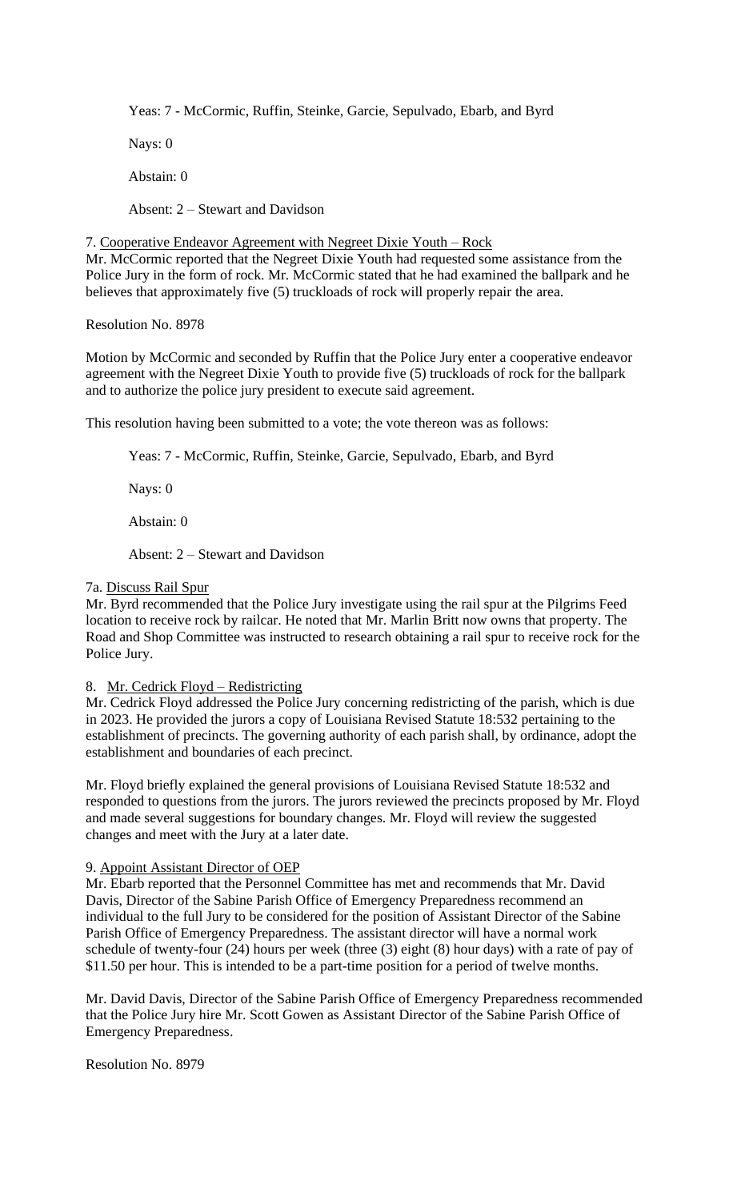Yeas: 7 - McCormic, Ruffin, Steinke, Garcie, Sepulvado, Ebarb, and Byrd

Nays: 0

Abstain: 0

Absent: 2 – Stewart and Davidson

7. Cooperative Endeavor Agreement with Negreet Dixie Youth – Rock

Mr. McCormic reported that the Negreet Dixie Youth had requested some assistance from the Police Jury in the form of rock. Mr. McCormic stated that he had examined the ballpark and he believes that approximately five (5) truckloads of rock will properly repair the area.

Resolution No. 8978

Motion by McCormic and seconded by Ruffin that the Police Jury enter a cooperative endeavor agreement with the Negreet Dixie Youth to provide five (5) truckloads of rock for the ballpark and to authorize the police jury president to execute said agreement.

This resolution having been submitted to a vote; the vote thereon was as follows:

Yeas: 7 - McCormic, Ruffin, Steinke, Garcie, Sepulvado, Ebarb, and Byrd

Nays: 0

Abstain: 0

Absent: 2 – Stewart and Davidson

7a. Discuss Rail Spur

Mr. Byrd recommended that the Police Jury investigate using the rail spur at the Pilgrims Feed location to receive rock by railcar. He noted that Mr. Marlin Britt now owns that property. The Road and Shop Committee was instructed to research obtaining a rail spur to receive rock for the Police Jury.

8. Mr. Cedrick Floyd – Redistricting

Mr. Cedrick Floyd addressed the Police Jury concerning redistricting of the parish, which is due in 2023. He provided the jurors a copy of Louisiana Revised Statute 18:532 pertaining to the establishment of precincts. The governing authority of each parish shall, by ordinance, adopt the establishment and boundaries of each precinct.

Mr. Floyd briefly explained the general provisions of Louisiana Revised Statute 18:532 and responded to questions from the jurors. The jurors reviewed the precincts proposed by Mr. Floyd and made several suggestions for boundary changes. Mr. Floyd will review the suggested changes and meet with the Jury at a later date.

9. Appoint Assistant Director of OEP

Mr. Ebarb reported that the Personnel Committee has met and recommends that Mr. David Davis, Director of the Sabine Parish Office of Emergency Preparedness recommend an individual to the full Jury to be considered for the position of Assistant Director of the Sabine Parish Office of Emergency Preparedness. The assistant director will have a normal work schedule of twenty-four (24) hours per week (three (3) eight (8) hour days) with a rate of pay of $11.50 per hour. This is intended to be a part-time position for a period of twelve months.

Mr. David Davis, Director of the Sabine Parish Office of Emergency Preparedness recommended that the Police Jury hire Mr. Scott Gowen as Assistant Director of the Sabine Parish Office of Emergency Preparedness.

Resolution No. 8979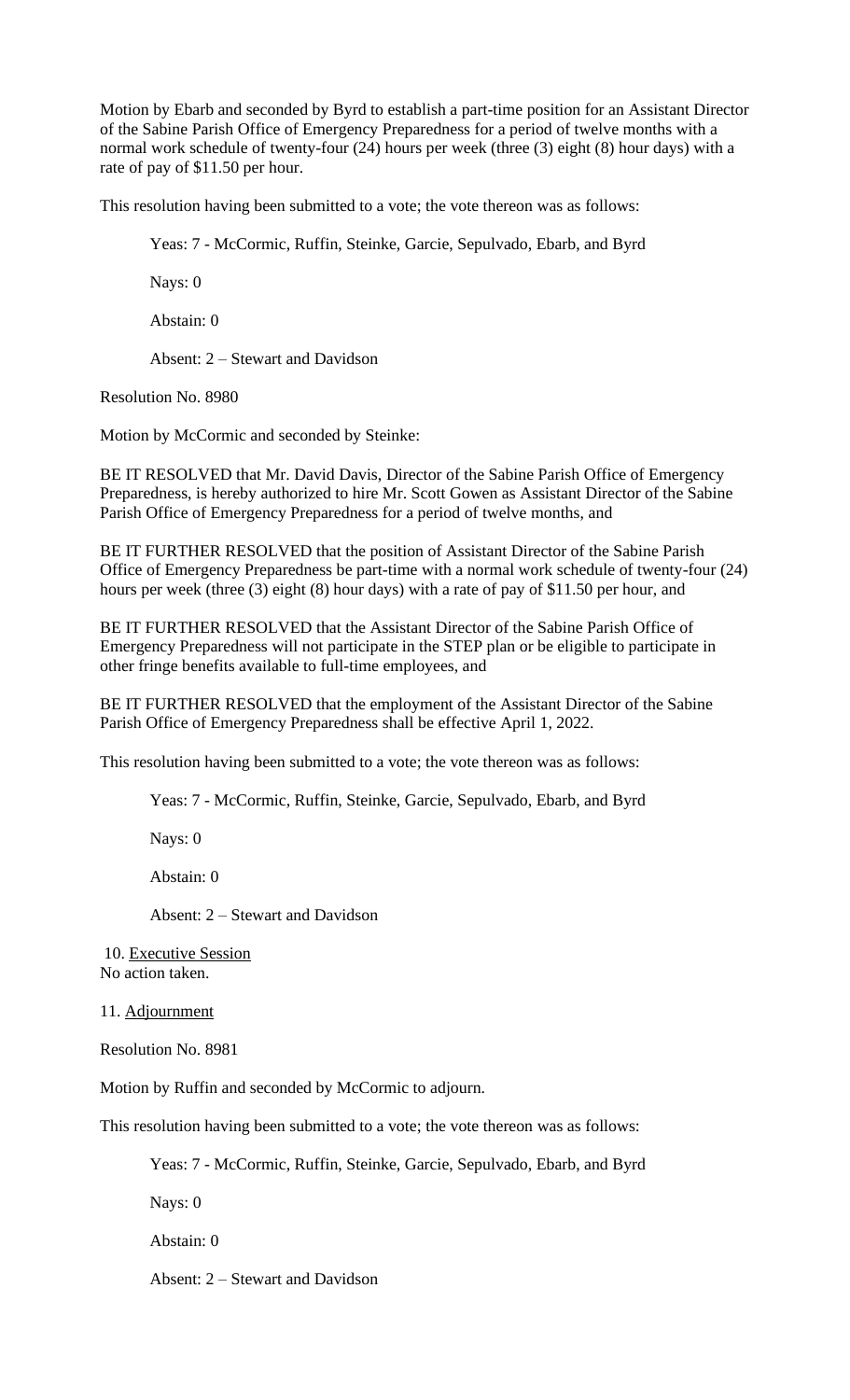Motion by Ebarb and seconded by Byrd to establish a part-time position for an Assistant Director of the Sabine Parish Office of Emergency Preparedness for a period of twelve months with a normal work schedule of twenty-four (24) hours per week (three (3) eight (8) hour days) with a rate of pay of $11.50 per hour.

This resolution having been submitted to a vote; the vote thereon was as follows:

Yeas: 7 - McCormic, Ruffin, Steinke, Garcie, Sepulvado, Ebarb, and Byrd

Nays: 0

Abstain: 0

Absent: 2 – Stewart and Davidson

Resolution No. 8980

Motion by McCormic and seconded by Steinke:

BE IT RESOLVED that Mr. David Davis, Director of the Sabine Parish Office of Emergency Preparedness, is hereby authorized to hire Mr. Scott Gowen as Assistant Director of the Sabine Parish Office of Emergency Preparedness for a period of twelve months, and

BE IT FURTHER RESOLVED that the position of Assistant Director of the Sabine Parish Office of Emergency Preparedness be part-time with a normal work schedule of twenty-four (24) hours per week (three (3) eight (8) hour days) with a rate of pay of $11.50 per hour, and

BE IT FURTHER RESOLVED that the Assistant Director of the Sabine Parish Office of Emergency Preparedness will not participate in the STEP plan or be eligible to participate in other fringe benefits available to full-time employees, and

BE IT FURTHER RESOLVED that the employment of the Assistant Director of the Sabine Parish Office of Emergency Preparedness shall be effective April 1, 2022.

This resolution having been submitted to a vote; the vote thereon was as follows:

Yeas: 7 - McCormic, Ruffin, Steinke, Garcie, Sepulvado, Ebarb, and Byrd

Nays: 0

Abstain: 0

Absent: 2 – Stewart and Davidson

10. Executive Session
No action taken.

11. Adjournment

Resolution No. 8981

Motion by Ruffin and seconded by McCormic to adjourn.

This resolution having been submitted to a vote; the vote thereon was as follows:

Yeas: 7 - McCormic, Ruffin, Steinke, Garcie, Sepulvado, Ebarb, and Byrd

Nays: 0

Abstain: 0

Absent: 2 – Stewart and Davidson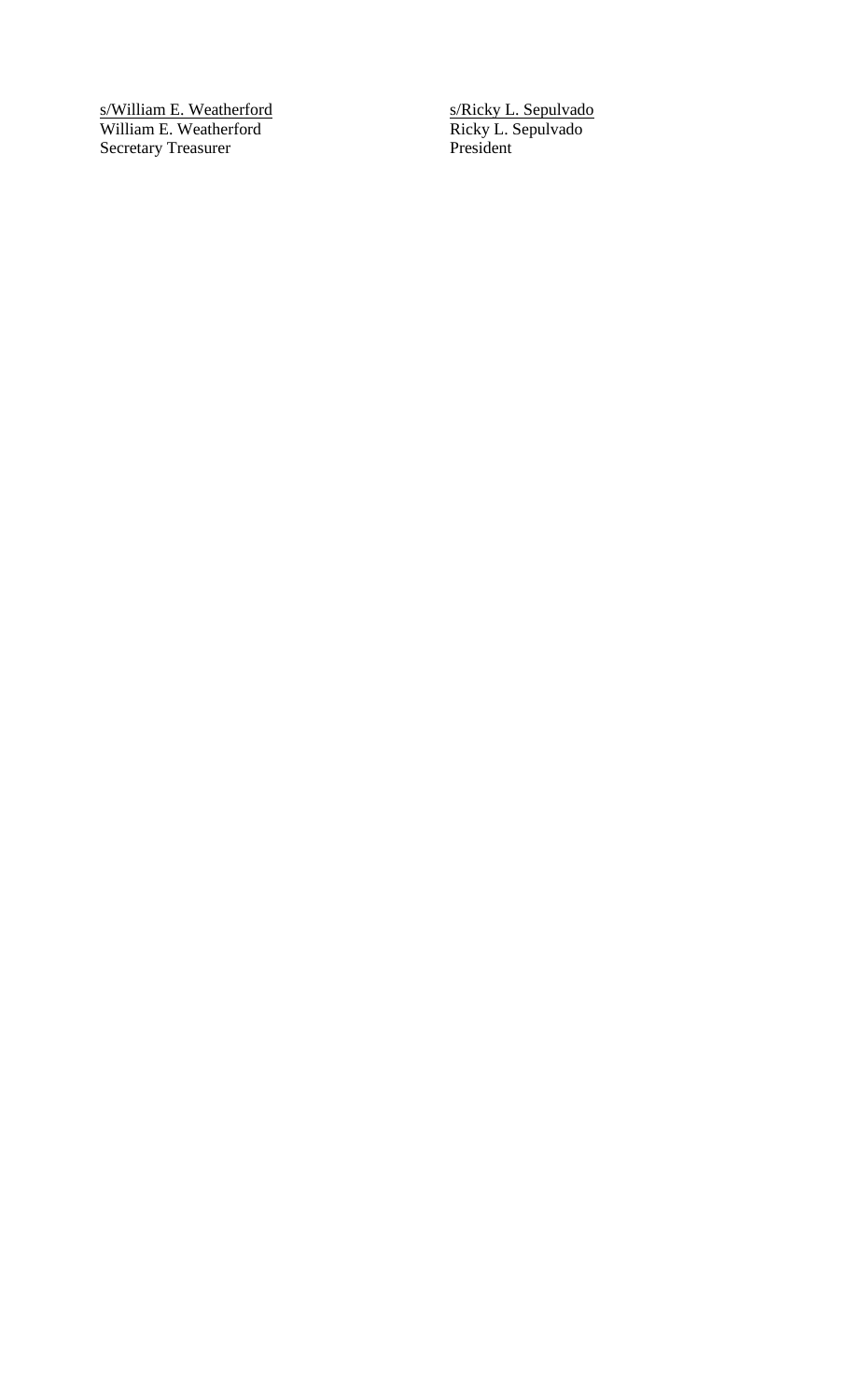s/William E. Weatherford
William E. Weatherford
Secretary Treasurer

s/Ricky L. Sepulvado
Ricky L. Sepulvado
President